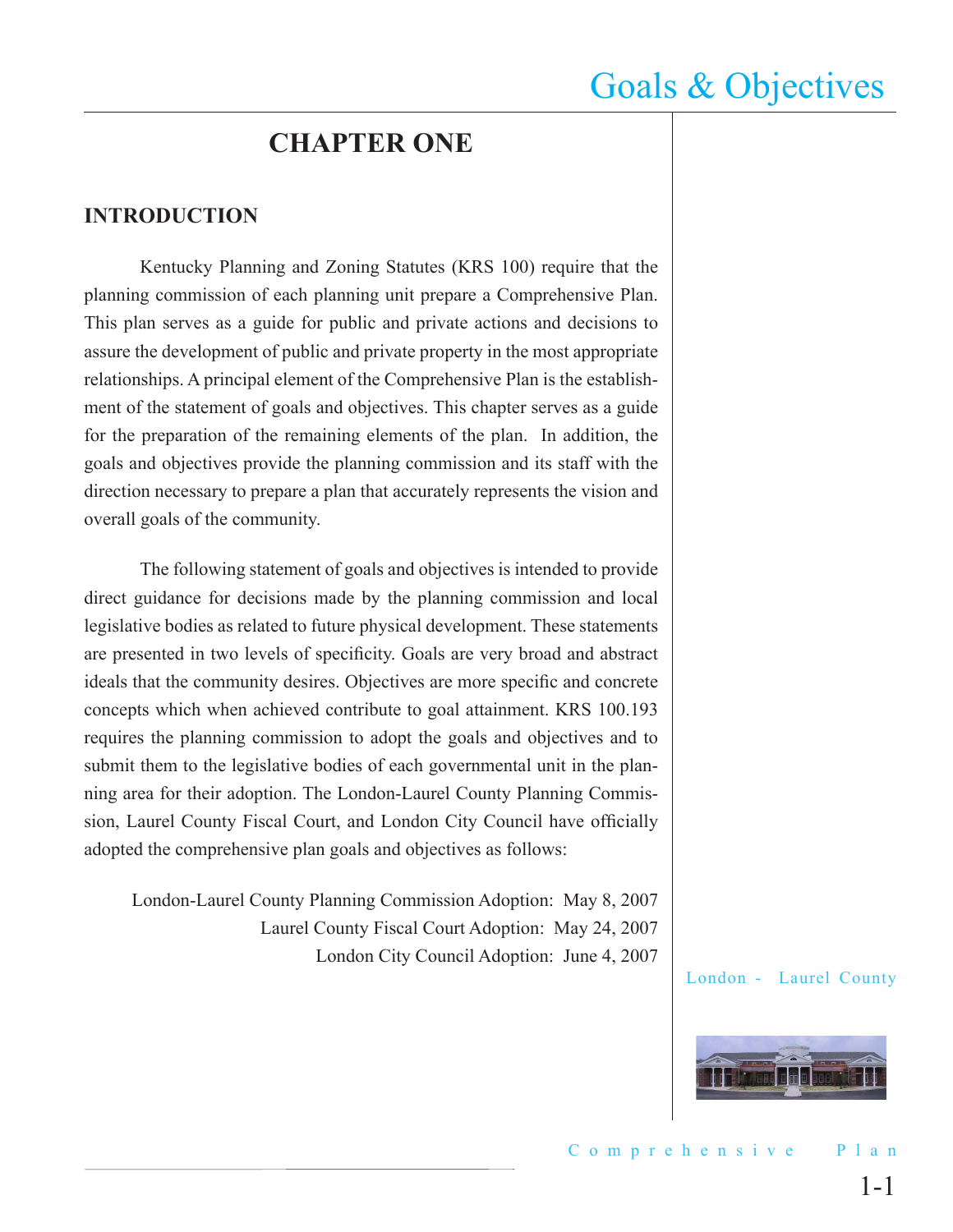# CHAPTER ONE

## INTRODUCTION

Kentucky Planning and Zoning Statutes (KRS 100) require that the planning commission of each planning unit prepare a Comprehensive Plan. This plan serves as a guide for public and private actions and decisions to assure the development of public and private property in the most appropriate relationships. A principal element of the Comprehensive Plan is the establishment of the statement of goals and objectives. This chapter serves as a guide for the preparation of the remaining elements of the plan. In addition, the goals and objectives provide the planning commission and its staff with the direction necessary to prepare a plan that accurately represents the vision and overall goals of the community.

The following statement of goals and objectives is intended to provide direct guidance for decisions made by the planning commission and local legislative bodies as related to future physical development. These statements are presented in two levels of specificity. Goals are very broad and abstract ideals that the community desires. Objectives are more specific and concrete concepts which when achieved contribute to goal attainment. KRS 100.193 requires the planning commission to adopt the goals and objectives and to submit them to the legislative bodies of each governmental unit in the planning area for their adoption. The London-Laurel County Planning Commission, Laurel County Fiscal Court, and London City Council have officially adopted the comprehensive plan goals and objectives as follows:

London-Laurel County Planning Commission Adoption: May 8, 2007
Laurel County Fiscal Court Adoption: May 24, 2007
London City Council Adoption: June 4, 2007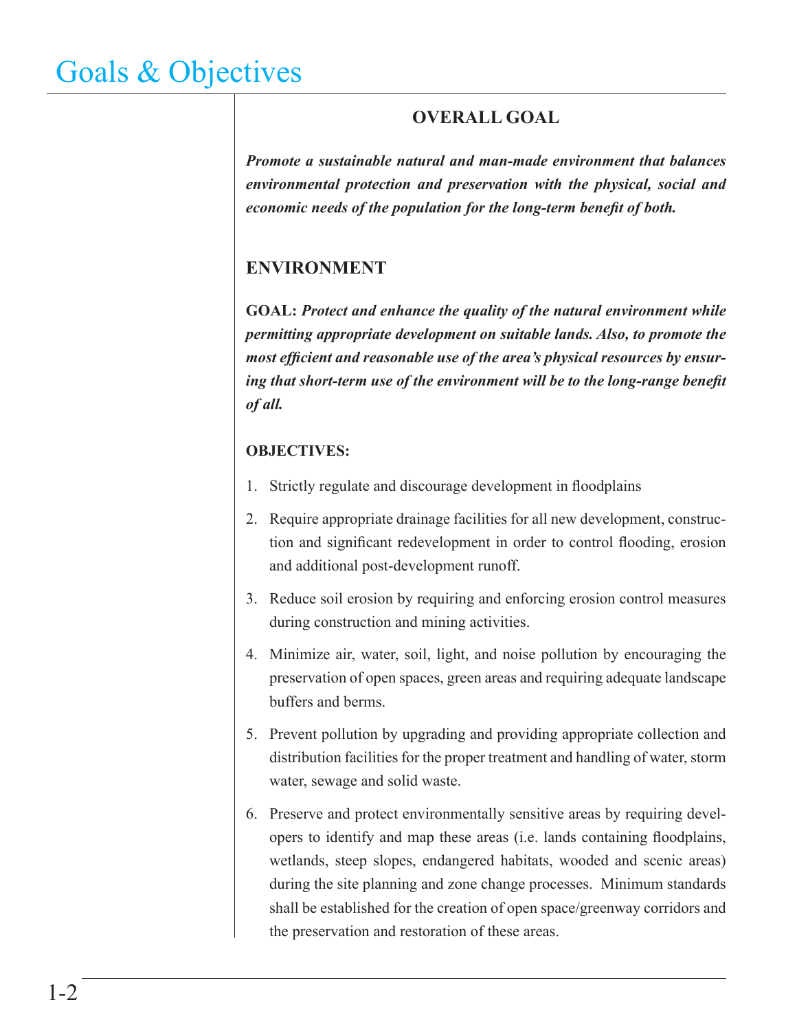# Goals & Objectives

## OVERALL GOAL

***Promote a sustainable natural and man-made environment that balances environmental protection and preservation with the physical, social and economic needs of the population for the long-term benefit of both.***

## ENVIRONMENT

**GOAL:** ***Protect and enhance the quality of the natural environment while permitting appropriate development on suitable lands. Also, to promote the most efficient and reasonable use of the area's physical resources by ensuring that short-term use of the environment will be to the long-range benefit of all.***

**OBJECTIVES:**

1. Strictly regulate and discourage development in floodplains
2. Require appropriate drainage facilities for all new development, construction and significant redevelopment in order to control flooding, erosion and additional post-development runoff.
3. Reduce soil erosion by requiring and enforcing erosion control measures during construction and mining activities.
4. Minimize air, water, soil, light, and noise pollution by encouraging the preservation of open spaces, green areas and requiring adequate landscape buffers and berms.
5. Prevent pollution by upgrading and providing appropriate collection and distribution facilities for the proper treatment and handling of water, storm water, sewage and solid waste.
6. Preserve and protect environmentally sensitive areas by requiring developers to identify and map these areas (i.e. lands containing floodplains, wetlands, steep slopes, endangered habitats, wooded and scenic areas) during the site planning and zone change processes. Minimum standards shall be established for the creation of open space/greenway corridors and the preservation and restoration of these areas.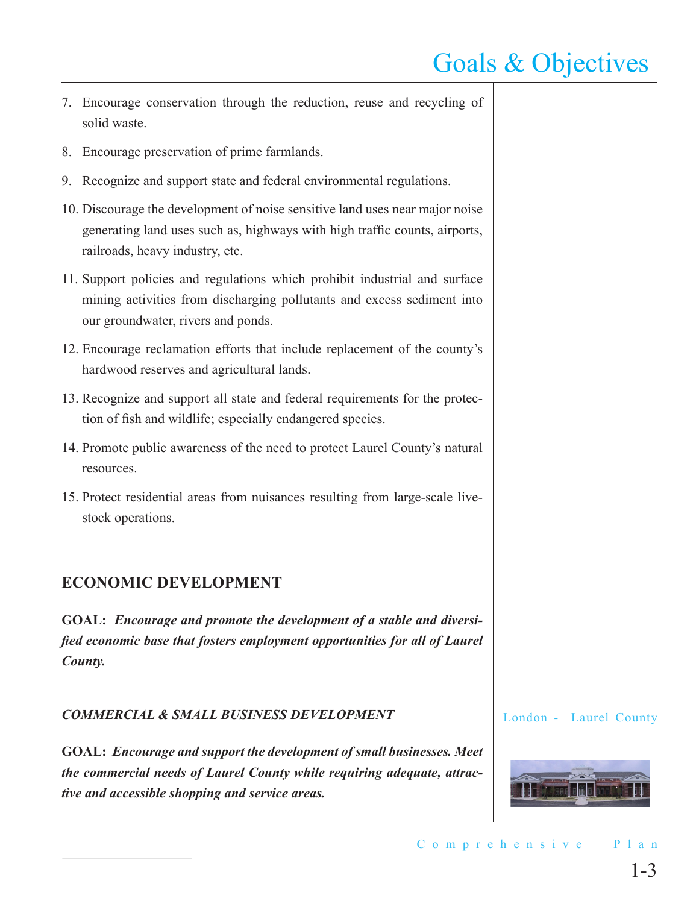7. Encourage conservation through the reduction, reuse and recycling of solid waste.
8. Encourage preservation of prime farmlands.
9. Recognize and support state and federal environmental regulations.
10. Discourage the development of noise sensitive land uses near major noise generating land uses such as, highways with high traffic counts, airports, railroads, heavy industry, etc.
11. Support policies and regulations which prohibit industrial and surface mining activities from discharging pollutants and excess sediment into our groundwater, rivers and ponds.
12. Encourage reclamation efforts that include replacement of the county's hardwood reserves and agricultural lands.
13. Recognize and support all state and federal requirements for the protection of fish and wildlife; especially endangered species.
14. Promote public awareness of the need to protect Laurel County's natural resources.
15. Protect residential areas from nuisances resulting from large-scale livestock operations.

## ECONOMIC DEVELOPMENT

**GOAL:** ***Encourage and promote the development of a stable and diversified economic base that fosters employment opportunities for all of Laurel County.***

### *COMMERCIAL & SMALL BUSINESS DEVELOPMENT*

**GOAL:** ***Encourage and support the development of small businesses. Meet the commercial needs of Laurel County while requiring adequate, attractive and accessible shopping and service areas.***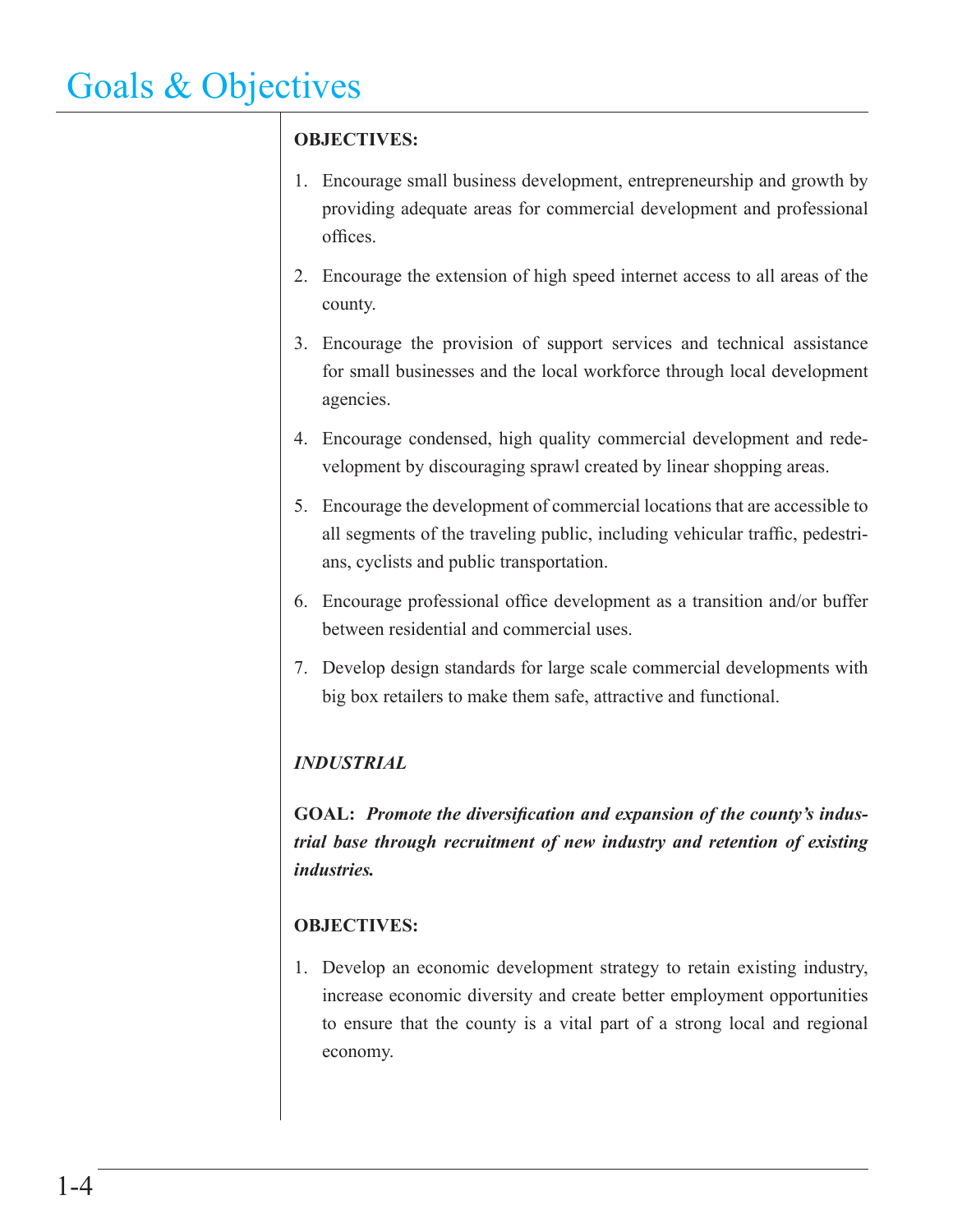# Goals & Objectives

**OBJECTIVES:**

1. Encourage small business development, entrepreneurship and growth by providing adequate areas for commercial development and professional offices.
2. Encourage the extension of high speed internet access to all areas of the county.
3. Encourage the provision of support services and technical assistance for small businesses and the local workforce through local development agencies.
4. Encourage condensed, high quality commercial development and redevelopment by discouraging sprawl created by linear shopping areas.
5. Encourage the development of commercial locations that are accessible to all segments of the traveling public, including vehicular traffic, pedestrians, cyclists and public transportation.
6. Encourage professional office development as a transition and/or buffer between residential and commercial uses.
7. Develop design standards for large scale commercial developments with big box retailers to make them safe, attractive and functional.

***INDUSTRIAL***

**GOAL:** ***Promote the diversification and expansion of the county's industrial base through recruitment of new industry and retention of existing industries.***

**OBJECTIVES:**

1. Develop an economic development strategy to retain existing industry, increase economic diversity and create better employment opportunities to ensure that the county is a vital part of a strong local and regional economy.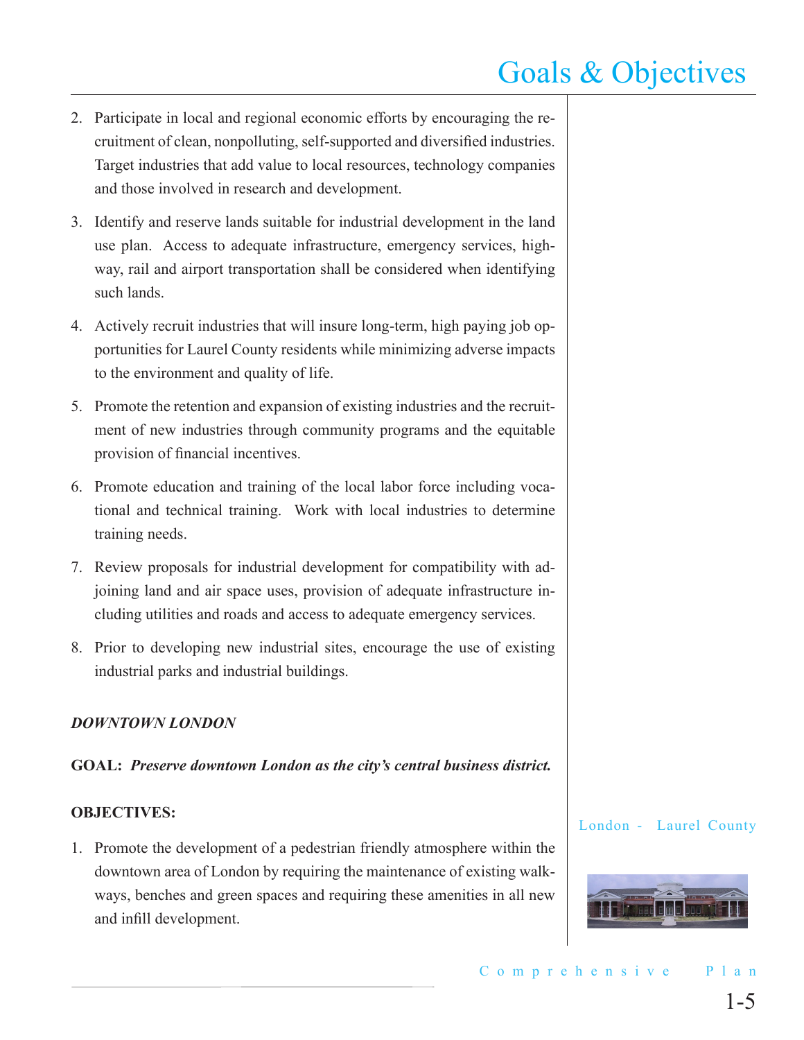2. Participate in local and regional economic efforts by encouraging the recruitment of clean, nonpolluting, self-supported and diversified industries. Target industries that add value to local resources, technology companies and those involved in research and development.

3. Identify and reserve lands suitable for industrial development in the land use plan. Access to adequate infrastructure, emergency services, highway, rail and airport transportation shall be considered when identifying such lands.

4. Actively recruit industries that will insure long-term, high paying job opportunities for Laurel County residents while minimizing adverse impacts to the environment and quality of life.

5. Promote the retention and expansion of existing industries and the recruitment of new industries through community programs and the equitable provision of financial incentives.

6. Promote education and training of the local labor force including vocational and technical training. Work with local industries to determine training needs.

7. Review proposals for industrial development for compatibility with adjoining land and air space uses, provision of adequate infrastructure including utilities and roads and access to adequate emergency services.

8. Prior to developing new industrial sites, encourage the use of existing industrial parks and industrial buildings.

***DOWNTOWN LONDON***

**GOAL:** ***Preserve downtown London as the city's central business district.***

**OBJECTIVES:**

1. Promote the development of a pedestrian friendly atmosphere within the downtown area of London by requiring the maintenance of existing walkways, benches and green spaces and requiring these amenities in all new and infill development.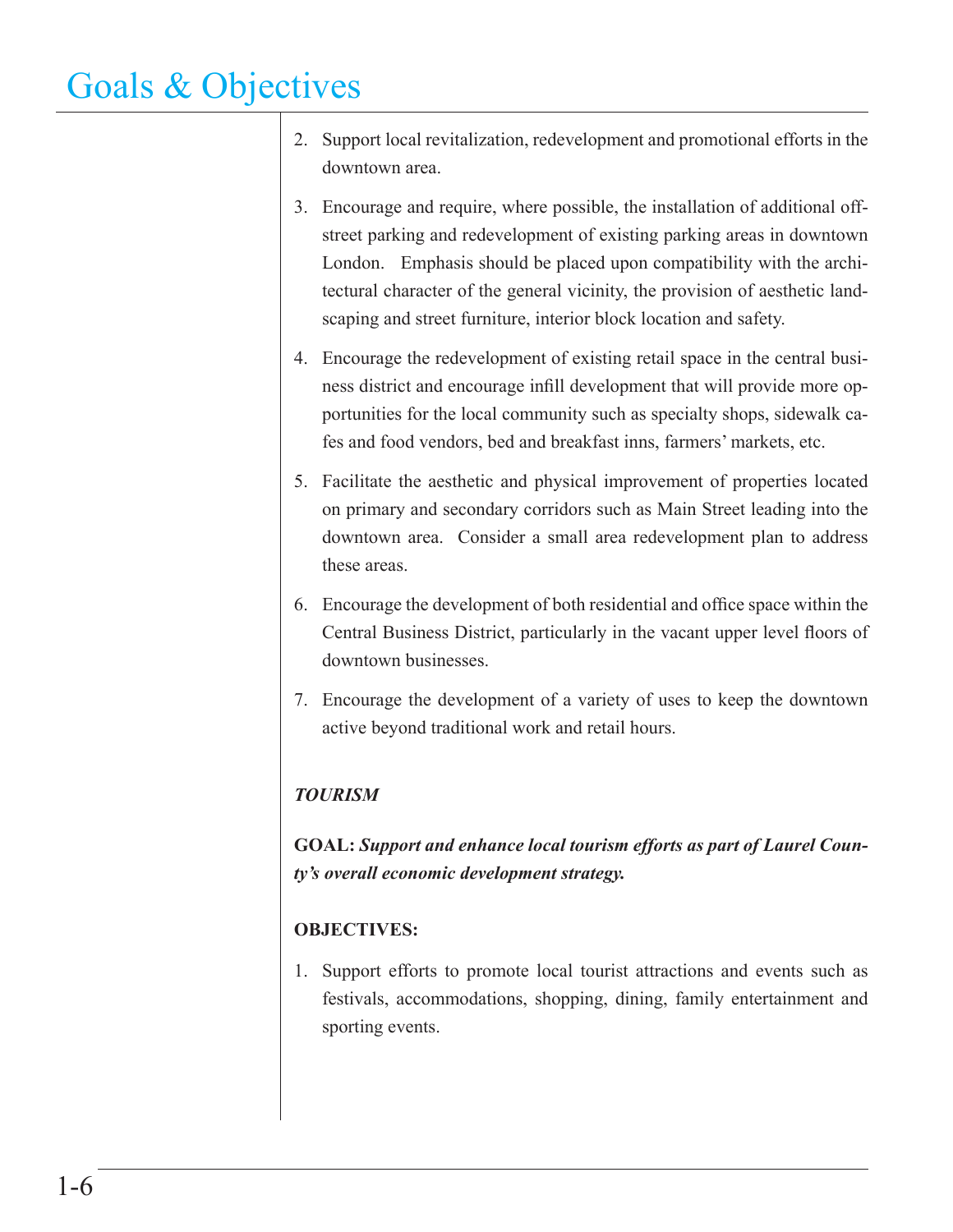# Goals & Objectives

2. Support local revitalization, redevelopment and promotional efforts in the downtown area.
3. Encourage and require, where possible, the installation of additional off-street parking and redevelopment of existing parking areas in downtown London. Emphasis should be placed upon compatibility with the architectural character of the general vicinity, the provision of aesthetic landscaping and street furniture, interior block location and safety.
4. Encourage the redevelopment of existing retail space in the central business district and encourage infill development that will provide more opportunities for the local community such as specialty shops, sidewalk cafes and food vendors, bed and breakfast inns, farmers' markets, etc.
5. Facilitate the aesthetic and physical improvement of properties located on primary and secondary corridors such as Main Street leading into the downtown area. Consider a small area redevelopment plan to address these areas.
6. Encourage the development of both residential and office space within the Central Business District, particularly in the vacant upper level floors of downtown businesses.
7. Encourage the development of a variety of uses to keep the downtown active beyond traditional work and retail hours.

***TOURISM***

**GOAL:** ***Support and enhance local tourism efforts as part of Laurel County's overall economic development strategy.***

**OBJECTIVES:**

1. Support efforts to promote local tourist attractions and events such as festivals, accommodations, shopping, dining, family entertainment and sporting events.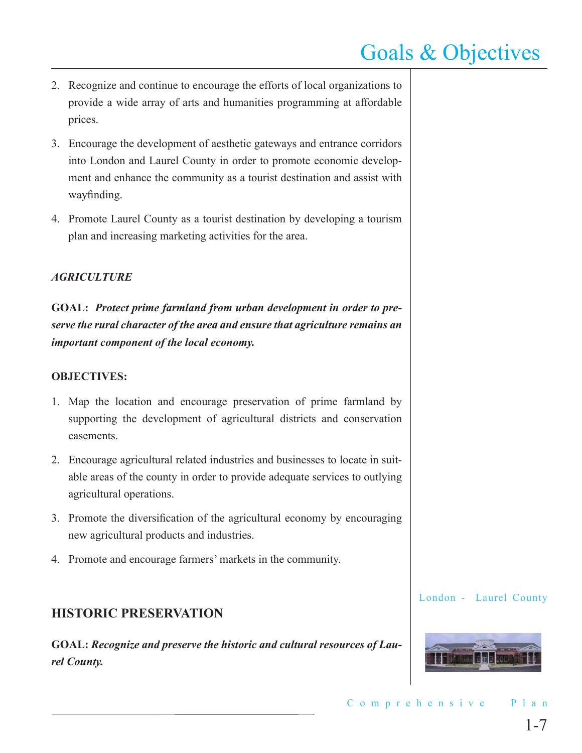2. Recognize and continue to encourage the efforts of local organizations to provide a wide array of arts and humanities programming at affordable prices.

3. Encourage the development of aesthetic gateways and entrance corridors into London and Laurel County in order to promote economic development and enhance the community as a tourist destination and assist with wayfinding.

4. Promote Laurel County as a tourist destination by developing a tourism plan and increasing marketing activities for the area.

### *AGRICULTURE*

**GOAL:** ***Protect prime farmland from urban development in order to preserve the rural character of the area and ensure that agriculture remains an important component of the local economy.***

**OBJECTIVES:**

1. Map the location and encourage preservation of prime farmland by supporting the development of agricultural districts and conservation easements.

2. Encourage agricultural related industries and businesses to locate in suitable areas of the county in order to provide adequate services to outlying agricultural operations.

3. Promote the diversification of the agricultural economy by encouraging new agricultural products and industries.

4. Promote and encourage farmers' markets in the community.

## HISTORIC PRESERVATION

**GOAL:** ***Recognize and preserve the historic and cultural resources of Laurel County.***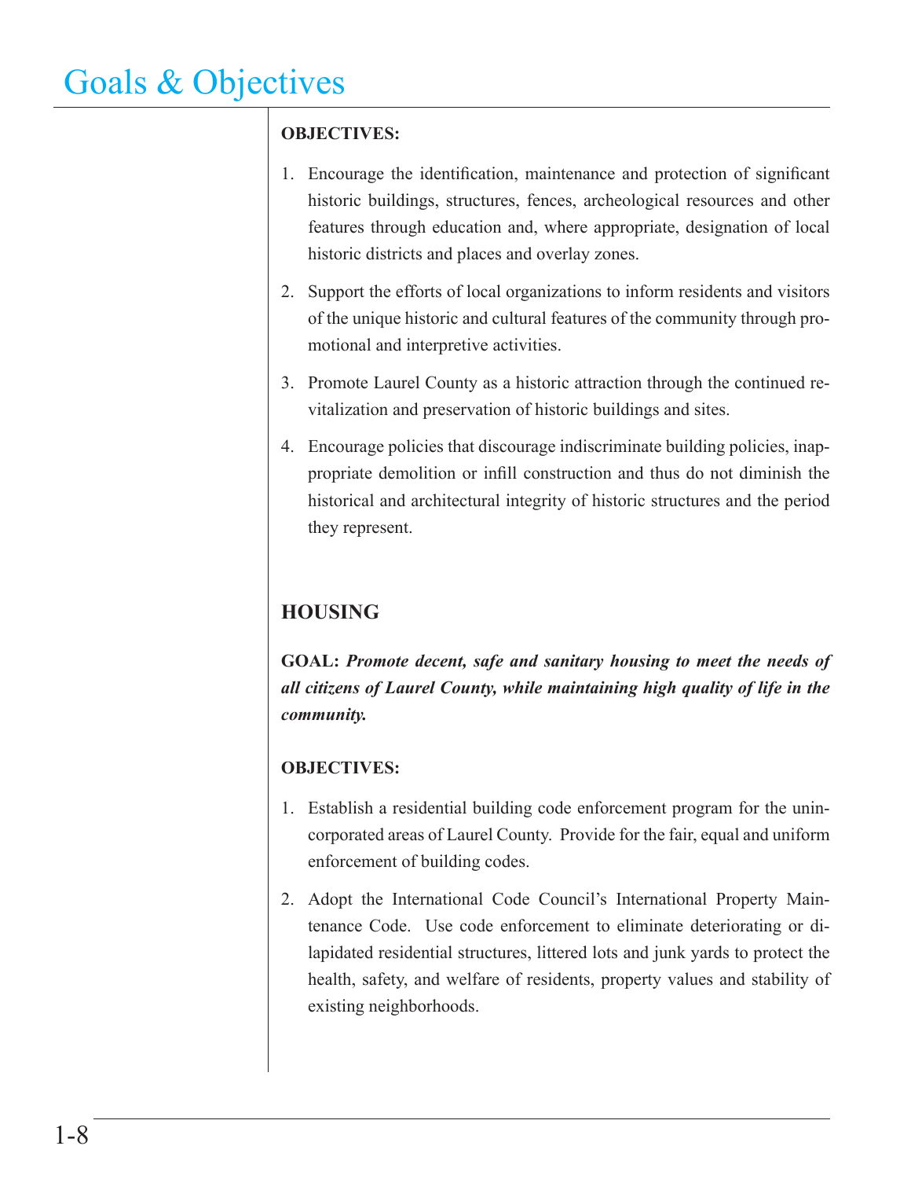**OBJECTIVES:**

1. Encourage the identification, maintenance and protection of significant historic buildings, structures, fences, archeological resources and other features through education and, where appropriate, designation of local historic districts and places and overlay zones.
2. Support the efforts of local organizations to inform residents and visitors of the unique historic and cultural features of the community through promotional and interpretive activities.
3. Promote Laurel County as a historic attraction through the continued revitalization and preservation of historic buildings and sites.
4. Encourage policies that discourage indiscriminate building policies, inappropriate demolition or infill construction and thus do not diminish the historical and architectural integrity of historic structures and the period they represent.

## HOUSING

**GOAL:** ***Promote decent, safe and sanitary housing to meet the needs of all citizens of Laurel County, while maintaining high quality of life in the community.***

**OBJECTIVES:**

1. Establish a residential building code enforcement program for the unincorporated areas of Laurel County. Provide for the fair, equal and uniform enforcement of building codes.
2. Adopt the International Code Council's International Property Maintenance Code. Use code enforcement to eliminate deteriorating or dilapidated residential structures, littered lots and junk yards to protect the health, safety, and welfare of residents, property values and stability of existing neighborhoods.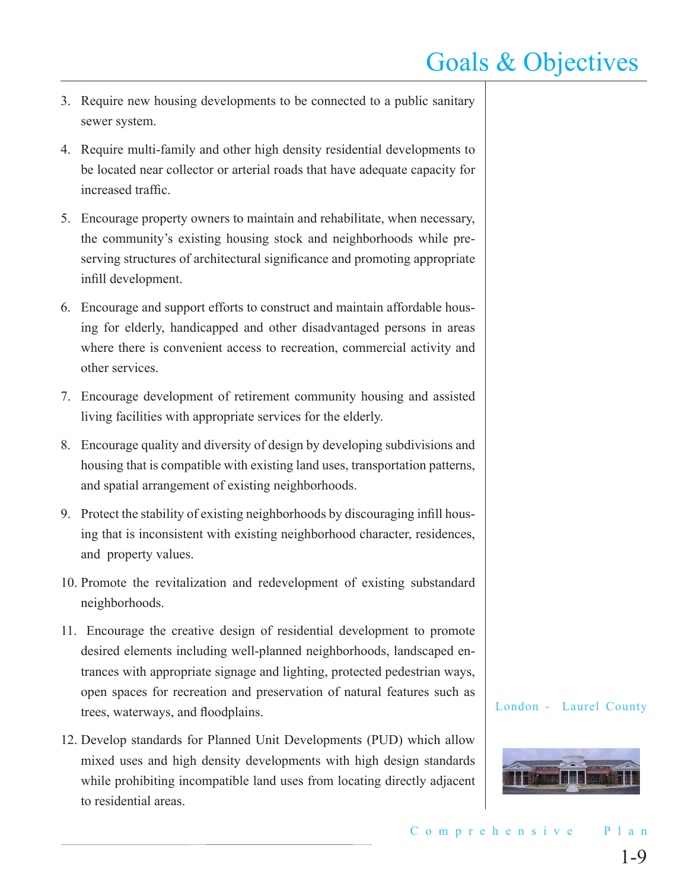3. Require new housing developments to be connected to a public sanitary sewer system.

4. Require multi-family and other high density residential developments to be located near collector or arterial roads that have adequate capacity for increased traffic.

5. Encourage property owners to maintain and rehabilitate, when necessary, the community's existing housing stock and neighborhoods while preserving structures of architectural significance and promoting appropriate infill development.

6. Encourage and support efforts to construct and maintain affordable housing for elderly, handicapped and other disadvantaged persons in areas where there is convenient access to recreation, commercial activity and other services.

7. Encourage development of retirement community housing and assisted living facilities with appropriate services for the elderly.

8. Encourage quality and diversity of design by developing subdivisions and housing that is compatible with existing land uses, transportation patterns, and spatial arrangement of existing neighborhoods.

9. Protect the stability of existing neighborhoods by discouraging infill housing that is inconsistent with existing neighborhood character, residences, and property values.

10. Promote the revitalization and redevelopment of existing substandard neighborhoods.

11. Encourage the creative design of residential development to promote desired elements including well-planned neighborhoods, landscaped entrances with appropriate signage and lighting, protected pedestrian ways, open spaces for recreation and preservation of natural features such as trees, waterways, and floodplains.

12. Develop standards for Planned Unit Developments (PUD) which allow mixed uses and high density developments with high design standards while prohibiting incompatible land uses from locating directly adjacent to residential areas.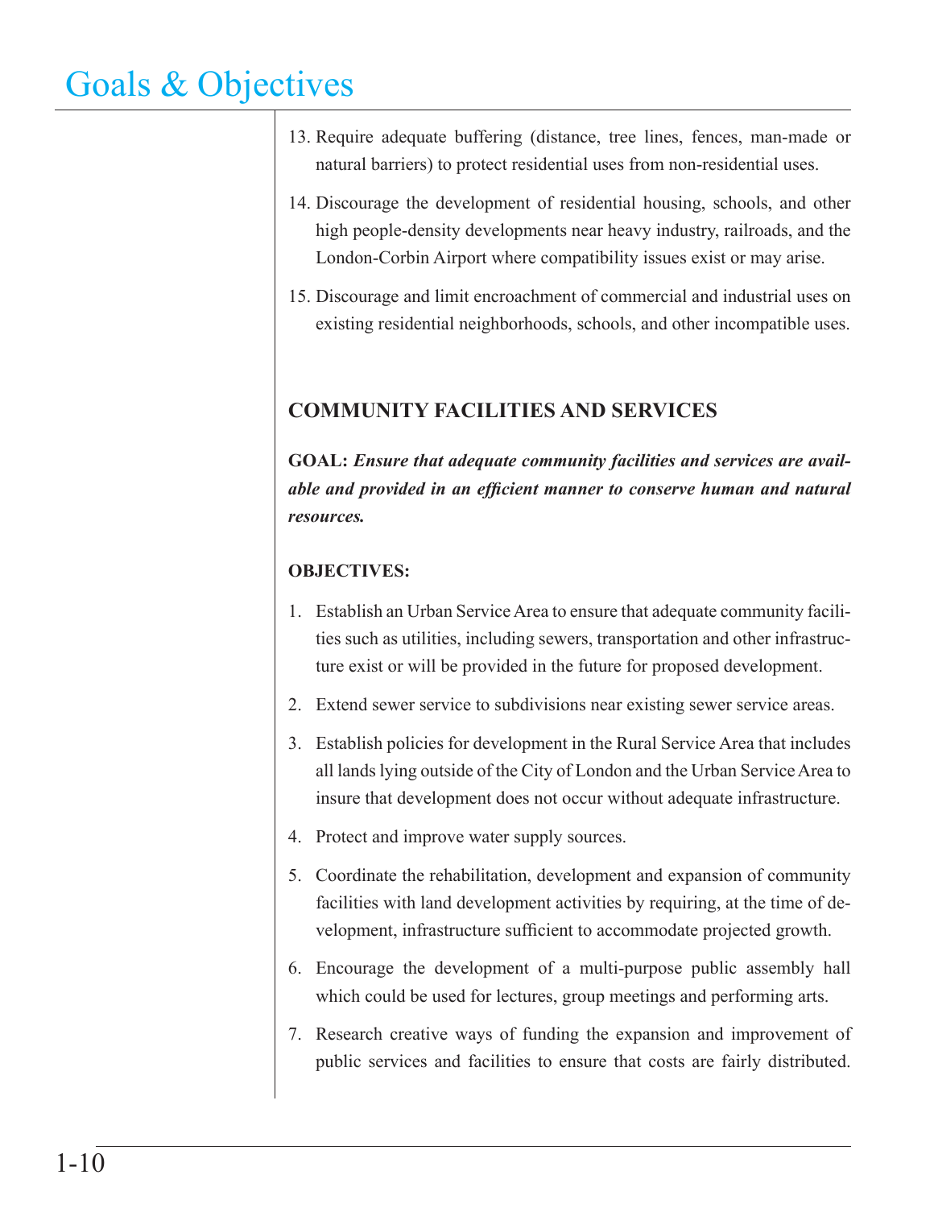13. Require adequate buffering (distance, tree lines, fences, man-made or natural barriers) to protect residential uses from non-residential uses.

14. Discourage the development of residential housing, schools, and other high people-density developments near heavy industry, railroads, and the London-Corbin Airport where compatibility issues exist or may arise.

15. Discourage and limit encroachment of commercial and industrial uses on existing residential neighborhoods, schools, and other incompatible uses.

## COMMUNITY FACILITIES AND SERVICES

**GOAL:** ***Ensure that adequate community facilities and services are available and provided in an efficient manner to conserve human and natural resources.***

**OBJECTIVES:**

1. Establish an Urban Service Area to ensure that adequate community facilities such as utilities, including sewers, transportation and other infrastructure exist or will be provided in the future for proposed development.

2. Extend sewer service to subdivisions near existing sewer service areas.

3. Establish policies for development in the Rural Service Area that includes all lands lying outside of the City of London and the Urban Service Area to insure that development does not occur without adequate infrastructure.

4. Protect and improve water supply sources.

5. Coordinate the rehabilitation, development and expansion of community facilities with land development activities by requiring, at the time of development, infrastructure sufficient to accommodate projected growth.

6. Encourage the development of a multi-purpose public assembly hall which could be used for lectures, group meetings and performing arts.

7. Research creative ways of funding the expansion and improvement of public services and facilities to ensure that costs are fairly distributed.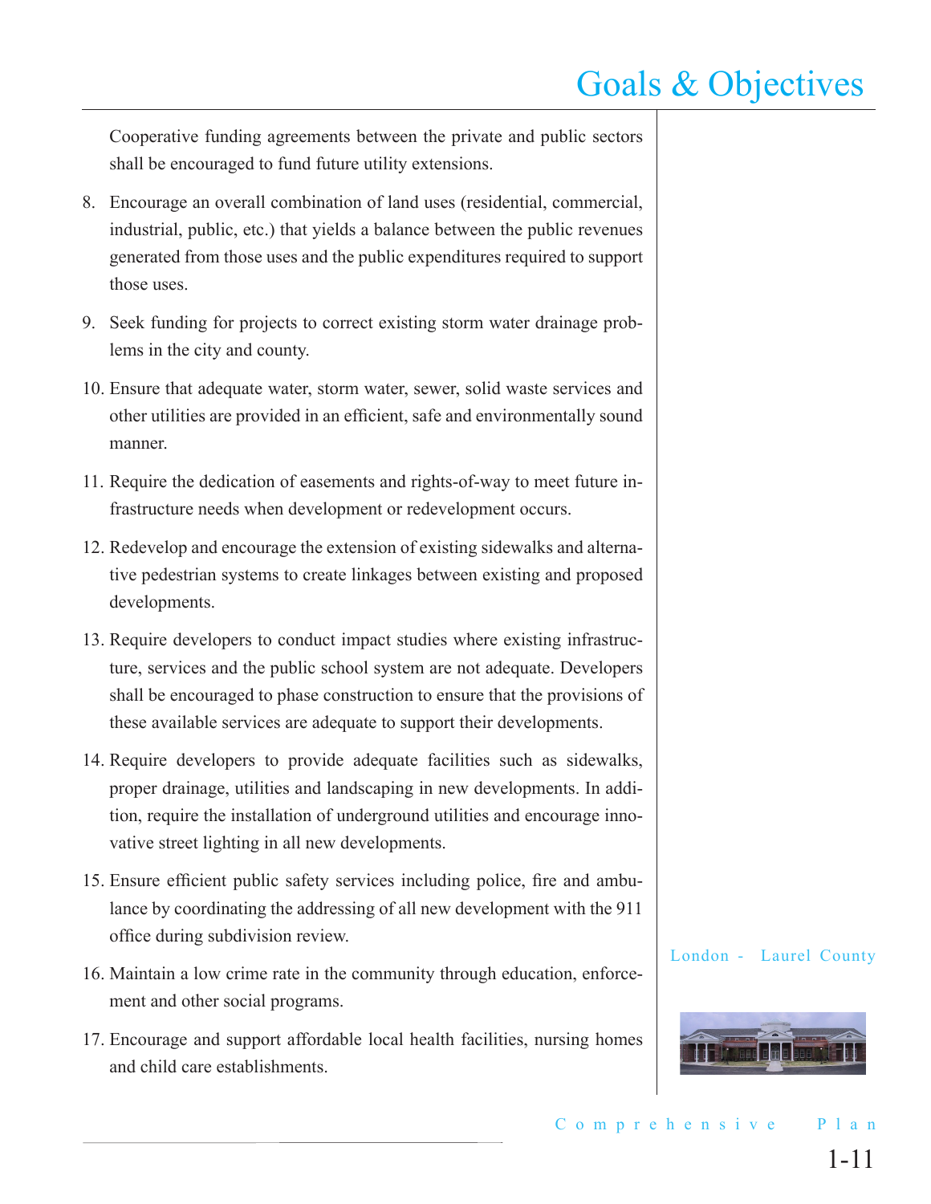Cooperative funding agreements between the private and public sectors shall be encouraged to fund future utility extensions.

8. Encourage an overall combination of land uses (residential, commercial, industrial, public, etc.) that yields a balance between the public revenues generated from those uses and the public expenditures required to support those uses.
9. Seek funding for projects to correct existing storm water drainage problems in the city and county.
10. Ensure that adequate water, storm water, sewer, solid waste services and other utilities are provided in an efficient, safe and environmentally sound manner.
11. Require the dedication of easements and rights-of-way to meet future infrastructure needs when development or redevelopment occurs.
12. Redevelop and encourage the extension of existing sidewalks and alternative pedestrian systems to create linkages between existing and proposed developments.
13. Require developers to conduct impact studies where existing infrastructure, services and the public school system are not adequate. Developers shall be encouraged to phase construction to ensure that the provisions of these available services are adequate to support their developments.
14. Require developers to provide adequate facilities such as sidewalks, proper drainage, utilities and landscaping in new developments. In addition, require the installation of underground utilities and encourage innovative street lighting in all new developments.
15. Ensure efficient public safety services including police, fire and ambulance by coordinating the addressing of all new development with the 911 office during subdivision review.
16. Maintain a low crime rate in the community through education, enforcement and other social programs.
17. Encourage and support affordable local health facilities, nursing homes and child care establishments.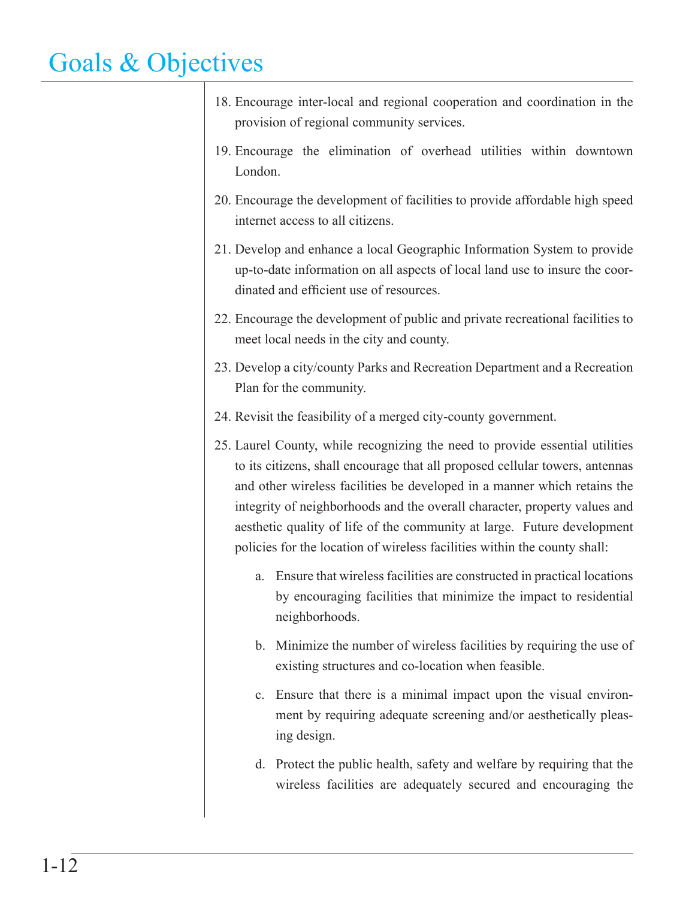# Goals & Objectives

18. Encourage inter-local and regional cooperation and coordination in the provision of regional community services.

19. Encourage the elimination of overhead utilities within downtown London.

20. Encourage the development of facilities to provide affordable high speed internet access to all citizens.

21. Develop and enhance a local Geographic Information System to provide up-to-date information on all aspects of local land use to insure the coordinated and efficient use of resources.

22. Encourage the development of public and private recreational facilities to meet local needs in the city and county.

23. Develop a city/county Parks and Recreation Department and a Recreation Plan for the community.

24. Revisit the feasibility of a merged city-county government.

25. Laurel County, while recognizing the need to provide essential utilities to its citizens, shall encourage that all proposed cellular towers, antennas and other wireless facilities be developed in a manner which retains the integrity of neighborhoods and the overall character, property values and aesthetic quality of life of the community at large. Future development policies for the location of wireless facilities within the county shall:

    a. Ensure that wireless facilities are constructed in practical locations by encouraging facilities that minimize the impact to residential neighborhoods.

    b. Minimize the number of wireless facilities by requiring the use of existing structures and co-location when feasible.

    c. Ensure that there is a minimal impact upon the visual environment by requiring adequate screening and/or aesthetically pleasing design.

    d. Protect the public health, safety and welfare by requiring that the wireless facilities are adequately secured and encouraging the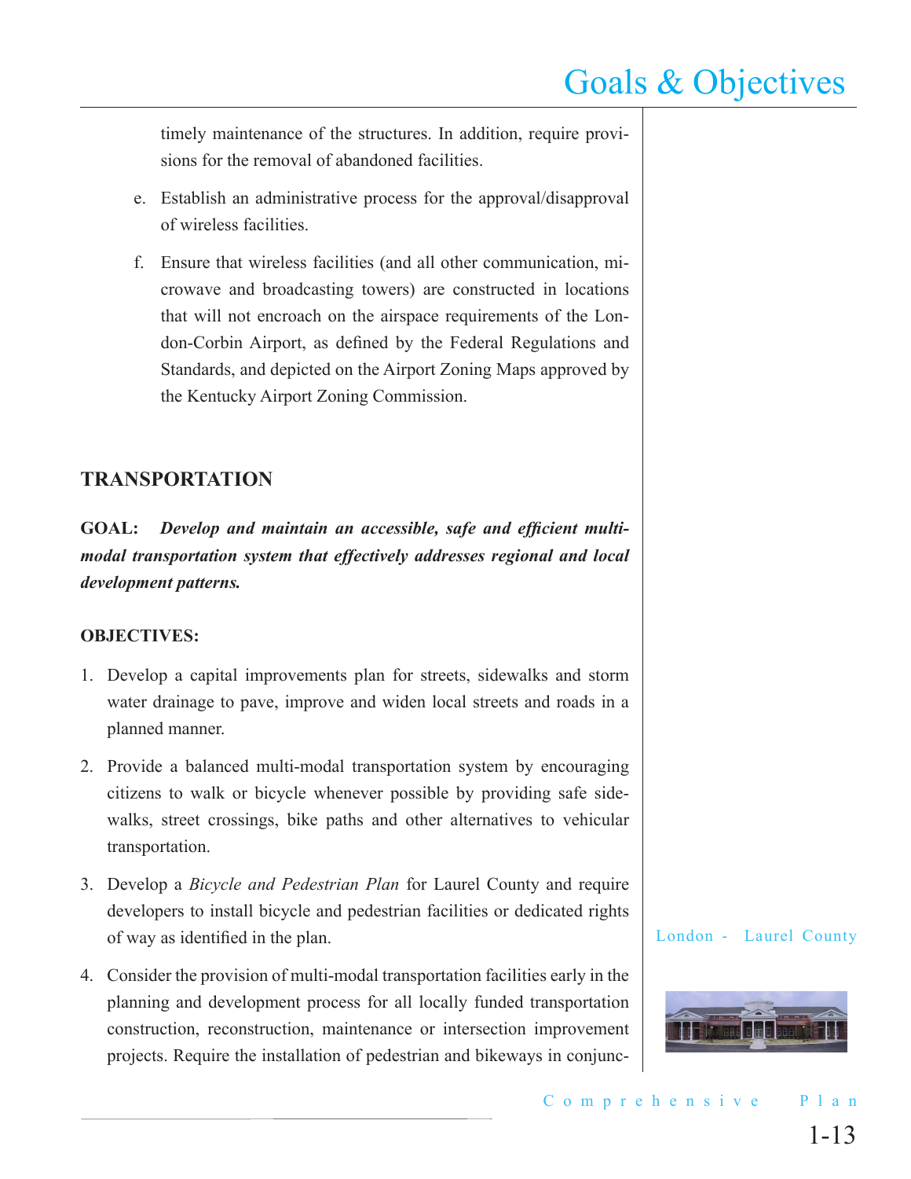timely maintenance of the structures. In addition, require provisions for the removal of abandoned facilities.

e. Establish an administrative process for the approval/disapproval of wireless facilities.

f. Ensure that wireless facilities (and all other communication, microwave and broadcasting towers) are constructed in locations that will not encroach on the airspace requirements of the London-Corbin Airport, as defined by the Federal Regulations and Standards, and depicted on the Airport Zoning Maps approved by the Kentucky Airport Zoning Commission.

## TRANSPORTATION

**GOAL:** ***Develop and maintain an accessible, safe and efficient multi-modal transportation system that effectively addresses regional and local development patterns.***

**OBJECTIVES:**

1. Develop a capital improvements plan for streets, sidewalks and storm water drainage to pave, improve and widen local streets and roads in a planned manner.

2. Provide a balanced multi-modal transportation system by encouraging citizens to walk or bicycle whenever possible by providing safe sidewalks, street crossings, bike paths and other alternatives to vehicular transportation.

3. Develop a *Bicycle and Pedestrian Plan* for Laurel County and require developers to install bicycle and pedestrian facilities or dedicated rights of way as identified in the plan.

4. Consider the provision of multi-modal transportation facilities early in the planning and development process for all locally funded transportation construction, reconstruction, maintenance or intersection improvement projects. Require the installation of pedestrian and bikeways in conjunc-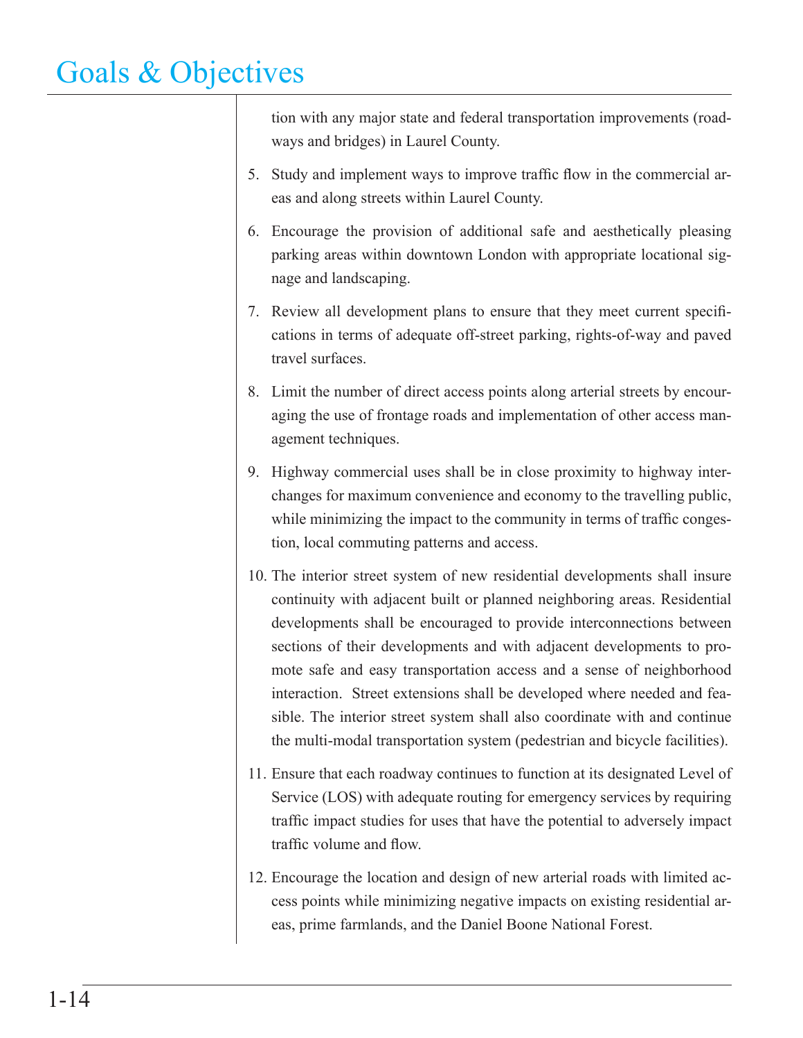tion with any major state and federal transportation improvements (roadways and bridges) in Laurel County.

5. Study and implement ways to improve traffic flow in the commercial areas and along streets within Laurel County.

6. Encourage the provision of additional safe and aesthetically pleasing parking areas within downtown London with appropriate locational signage and landscaping.

7. Review all development plans to ensure that they meet current specifications in terms of adequate off-street parking, rights-of-way and paved travel surfaces.

8. Limit the number of direct access points along arterial streets by encouraging the use of frontage roads and implementation of other access management techniques.

9. Highway commercial uses shall be in close proximity to highway interchanges for maximum convenience and economy to the travelling public, while minimizing the impact to the community in terms of traffic congestion, local commuting patterns and access.

10. The interior street system of new residential developments shall insure continuity with adjacent built or planned neighboring areas. Residential developments shall be encouraged to provide interconnections between sections of their developments and with adjacent developments to promote safe and easy transportation access and a sense of neighborhood interaction. Street extensions shall be developed where needed and feasible. The interior street system shall also coordinate with and continue the multi-modal transportation system (pedestrian and bicycle facilities).

11. Ensure that each roadway continues to function at its designated Level of Service (LOS) with adequate routing for emergency services by requiring traffic impact studies for uses that have the potential to adversely impact traffic volume and flow.

12. Encourage the location and design of new arterial roads with limited access points while minimizing negative impacts on existing residential areas, prime farmlands, and the Daniel Boone National Forest.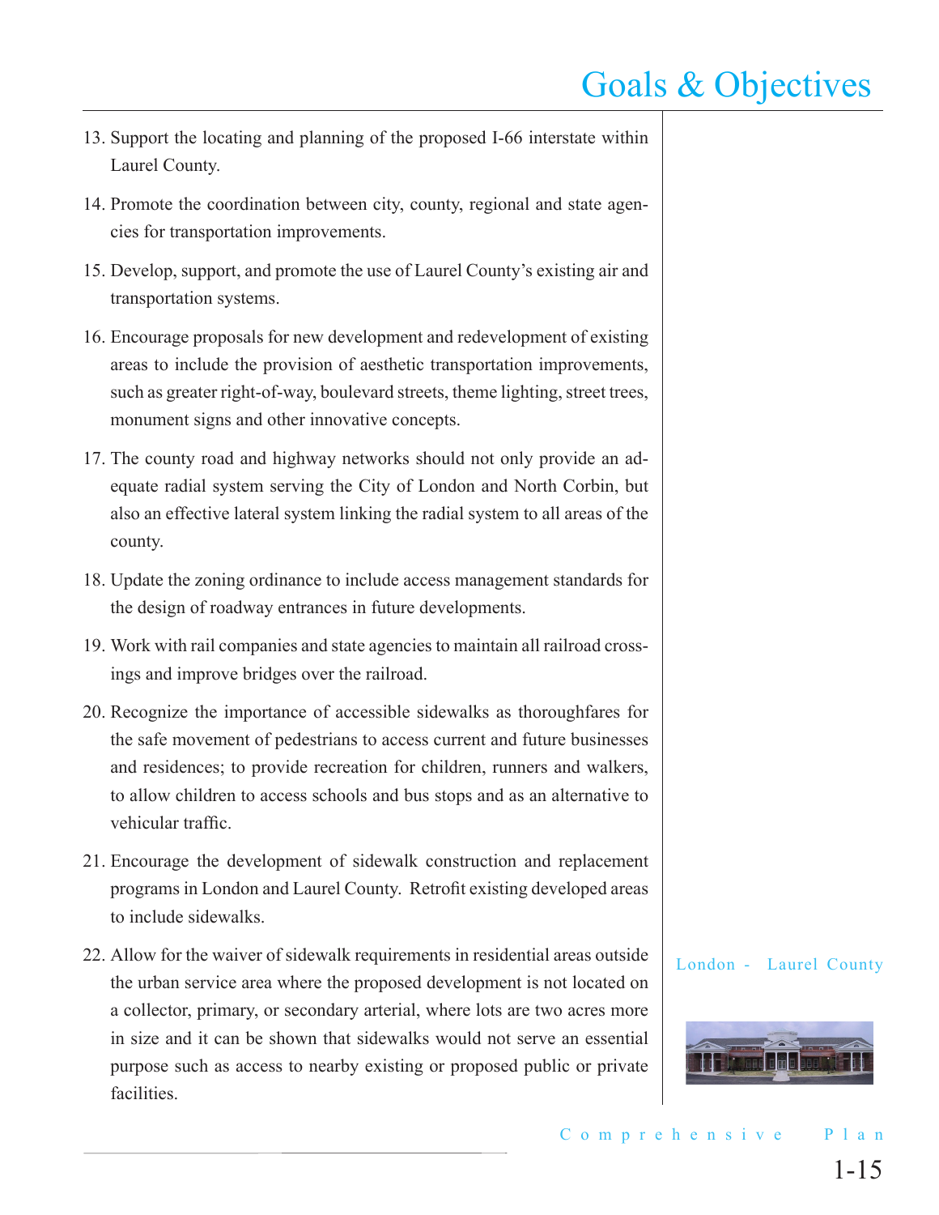13. Support the locating and planning of the proposed I-66 interstate within Laurel County.

14. Promote the coordination between city, county, regional and state agencies for transportation improvements.

15. Develop, support, and promote the use of Laurel County's existing air and transportation systems.

16. Encourage proposals for new development and redevelopment of existing areas to include the provision of aesthetic transportation improvements, such as greater right-of-way, boulevard streets, theme lighting, street trees, monument signs and other innovative concepts.

17. The county road and highway networks should not only provide an adequate radial system serving the City of London and North Corbin, but also an effective lateral system linking the radial system to all areas of the county.

18. Update the zoning ordinance to include access management standards for the design of roadway entrances in future developments.

19. Work with rail companies and state agencies to maintain all railroad crossings and improve bridges over the railroad.

20. Recognize the importance of accessible sidewalks as thoroughfares for the safe movement of pedestrians to access current and future businesses and residences; to provide recreation for children, runners and walkers, to allow children to access schools and bus stops and as an alternative to vehicular traffic.

21. Encourage the development of sidewalk construction and replacement programs in London and Laurel County. Retrofit existing developed areas to include sidewalks.

22. Allow for the waiver of sidewalk requirements in residential areas outside the urban service area where the proposed development is not located on a collector, primary, or secondary arterial, where lots are two acres more in size and it can be shown that sidewalks would not serve an essential purpose such as access to nearby existing or proposed public or private facilities.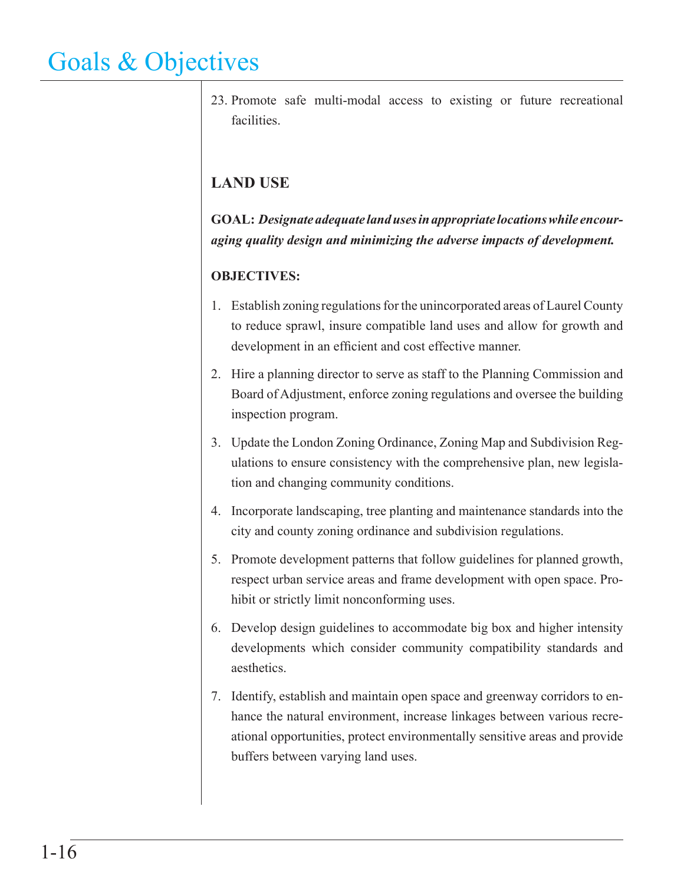23. Promote safe multi-modal access to existing or future recreational facilities.

### LAND USE

**GOAL:** ***Designate adequate land uses in appropriate locations while encouraging quality design and minimizing the adverse impacts of development.***

**OBJECTIVES:**

1. Establish zoning regulations for the unincorporated areas of Laurel County to reduce sprawl, insure compatible land uses and allow for growth and development in an efficient and cost effective manner.
2. Hire a planning director to serve as staff to the Planning Commission and Board of Adjustment, enforce zoning regulations and oversee the building inspection program.
3. Update the London Zoning Ordinance, Zoning Map and Subdivision Regulations to ensure consistency with the comprehensive plan, new legislation and changing community conditions.
4. Incorporate landscaping, tree planting and maintenance standards into the city and county zoning ordinance and subdivision regulations.
5. Promote development patterns that follow guidelines for planned growth, respect urban service areas and frame development with open space. Prohibit or strictly limit nonconforming uses.
6. Develop design guidelines to accommodate big box and higher intensity developments which consider community compatibility standards and aesthetics.
7. Identify, establish and maintain open space and greenway corridors to enhance the natural environment, increase linkages between various recreational opportunities, protect environmentally sensitive areas and provide buffers between varying land uses.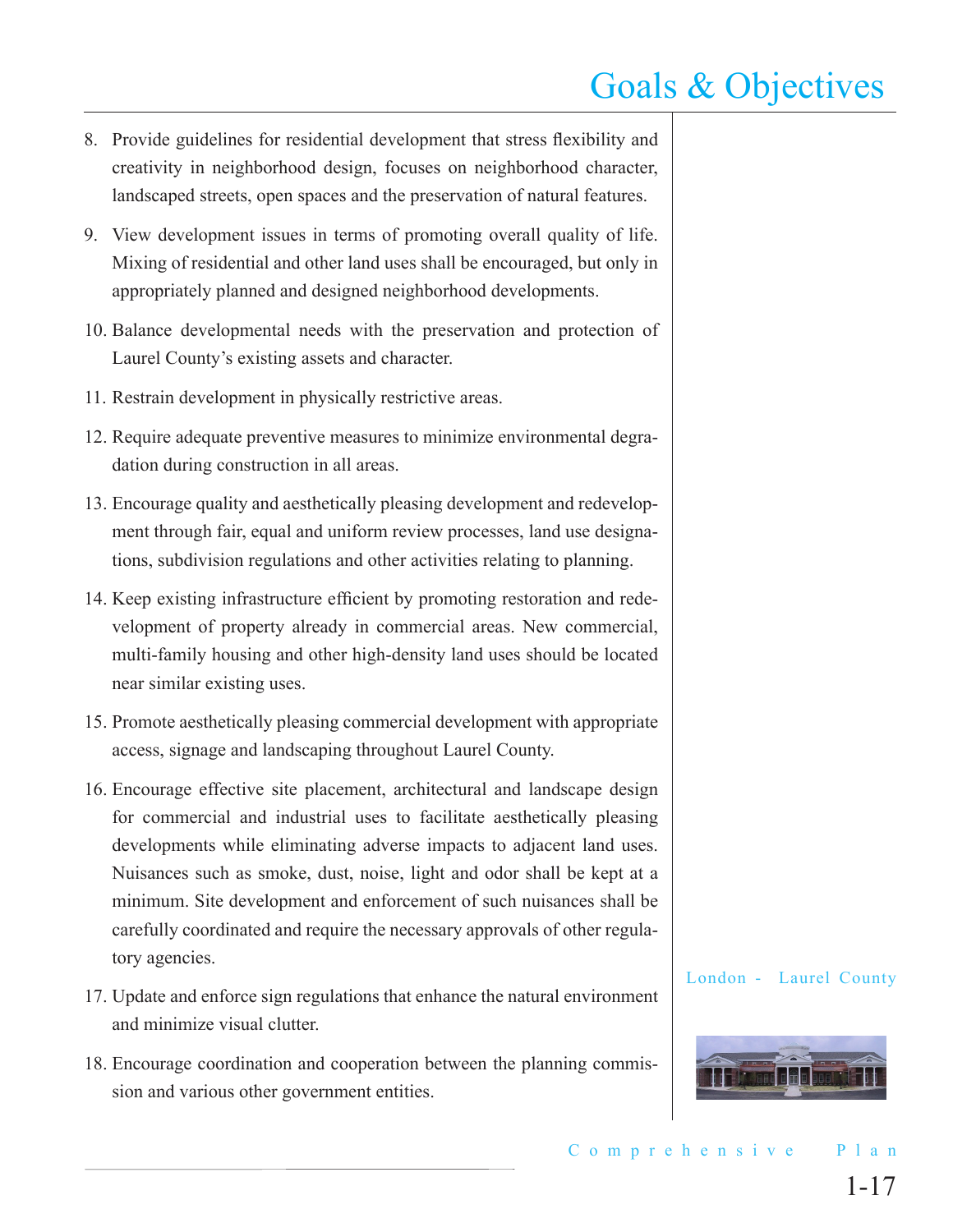8. Provide guidelines for residential development that stress flexibility and creativity in neighborhood design, focuses on neighborhood character, landscaped streets, open spaces and the preservation of natural features.

9. View development issues in terms of promoting overall quality of life. Mixing of residential and other land uses shall be encouraged, but only in appropriately planned and designed neighborhood developments.

10. Balance developmental needs with the preservation and protection of Laurel County's existing assets and character.

11. Restrain development in physically restrictive areas.

12. Require adequate preventive measures to minimize environmental degradation during construction in all areas.

13. Encourage quality and aesthetically pleasing development and redevelopment through fair, equal and uniform review processes, land use designations, subdivision regulations and other activities relating to planning.

14. Keep existing infrastructure efficient by promoting restoration and redevelopment of property already in commercial areas. New commercial, multi-family housing and other high-density land uses should be located near similar existing uses.

15. Promote aesthetically pleasing commercial development with appropriate access, signage and landscaping throughout Laurel County.

16. Encourage effective site placement, architectural and landscape design for commercial and industrial uses to facilitate aesthetically pleasing developments while eliminating adverse impacts to adjacent land uses. Nuisances such as smoke, dust, noise, light and odor shall be kept at a minimum. Site development and enforcement of such nuisances shall be carefully coordinated and require the necessary approvals of other regulatory agencies.

17. Update and enforce sign regulations that enhance the natural environment and minimize visual clutter.

18. Encourage coordination and cooperation between the planning commission and various other government entities.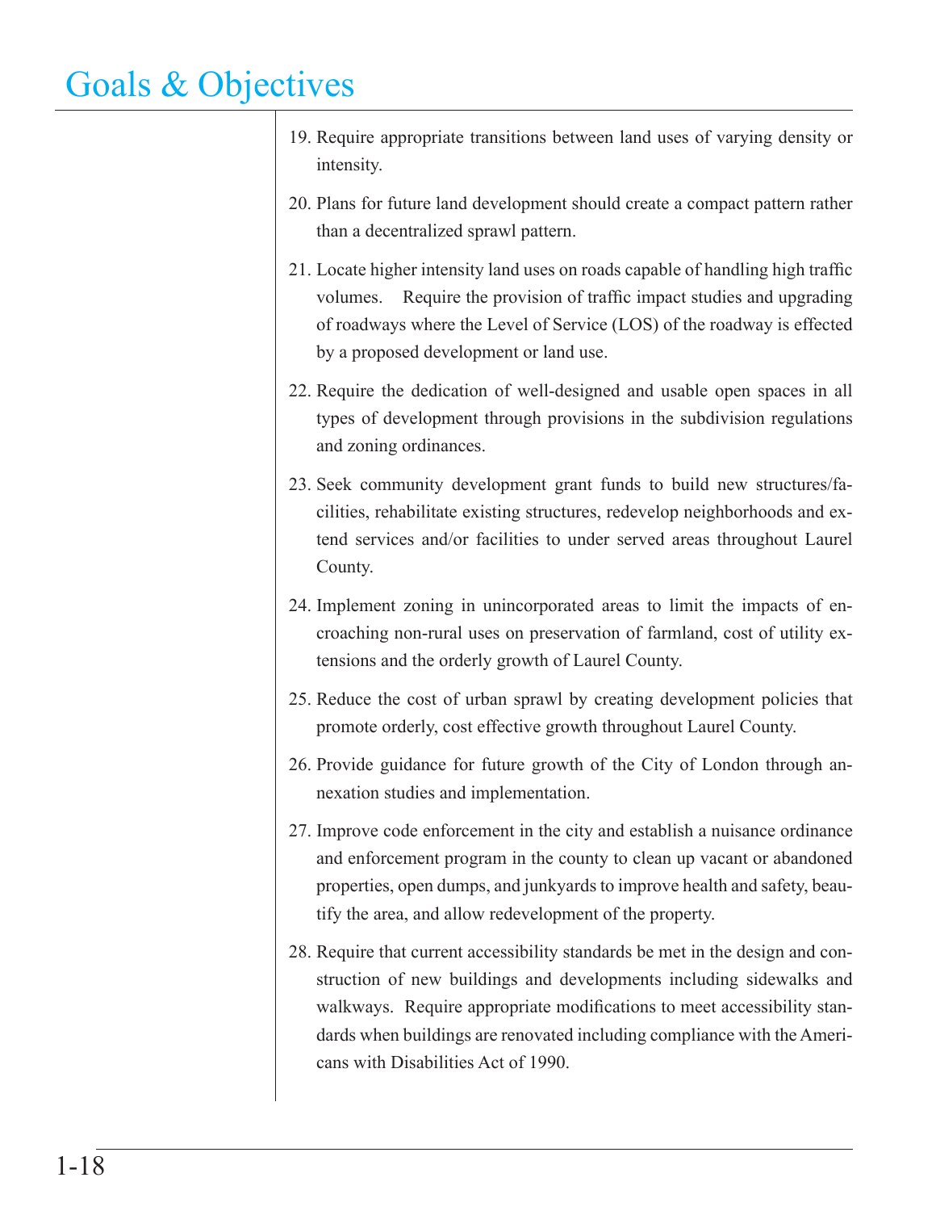# Goals & Objectives

19. Require appropriate transitions between land uses of varying density or intensity.

20. Plans for future land development should create a compact pattern rather than a decentralized sprawl pattern.

21. Locate higher intensity land uses on roads capable of handling high traffic volumes. Require the provision of traffic impact studies and upgrading of roadways where the Level of Service (LOS) of the roadway is effected by a proposed development or land use.

22. Require the dedication of well-designed and usable open spaces in all types of development through provisions in the subdivision regulations and zoning ordinances.

23. Seek community development grant funds to build new structures/facilities, rehabilitate existing structures, redevelop neighborhoods and extend services and/or facilities to under served areas throughout Laurel County.

24. Implement zoning in unincorporated areas to limit the impacts of encroaching non-rural uses on preservation of farmland, cost of utility extensions and the orderly growth of Laurel County.

25. Reduce the cost of urban sprawl by creating development policies that promote orderly, cost effective growth throughout Laurel County.

26. Provide guidance for future growth of the City of London through annexation studies and implementation.

27. Improve code enforcement in the city and establish a nuisance ordinance and enforcement program in the county to clean up vacant or abandoned properties, open dumps, and junkyards to improve health and safety, beautify the area, and allow redevelopment of the property.

28. Require that current accessibility standards be met in the design and construction of new buildings and developments including sidewalks and walkways. Require appropriate modifications to meet accessibility standards when buildings are renovated including compliance with the Americans with Disabilities Act of 1990.